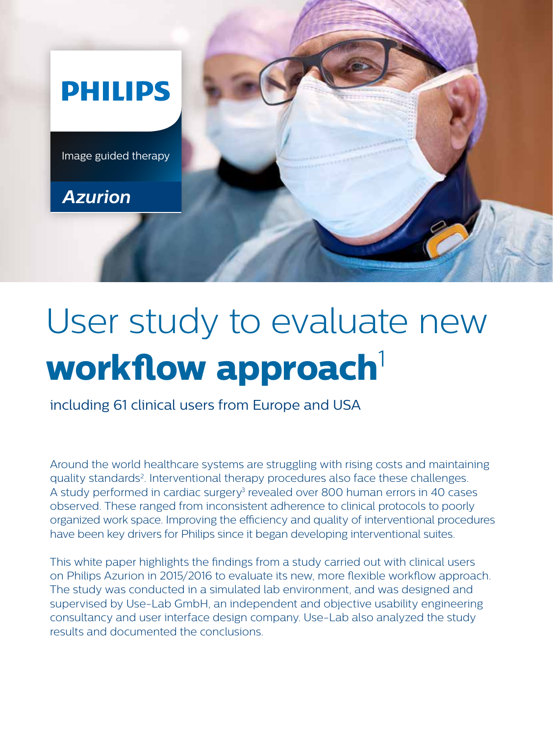PHILIPS

Image guided therapy

*Azurion*

# User study to evaluate new **workflow approach**[1]

including 61 clinical users from Europe and USA

Around the world healthcare systems are struggling with rising costs and maintaining quality standards[2]. Interventional therapy procedures also face these challenges. A study performed in cardiac surgery[3] revealed over 800 human errors in 40 cases observed. These ranged from inconsistent adherence to clinical protocols to poorly organized work space. Improving the efficiency and quality of interventional procedures have been key drivers for Philips since it began developing interventional suites.

This white paper highlights the findings from a study carried out with clinical users on Philips Azurion in 2015/2016 to evaluate its new, more flexible workflow approach. The study was conducted in a simulated lab environment, and was designed and supervised by Use-Lab GmbH, an independent and objective usability engineering consultancy and user interface design company. Use-Lab also analyzed the study results and documented the conclusions.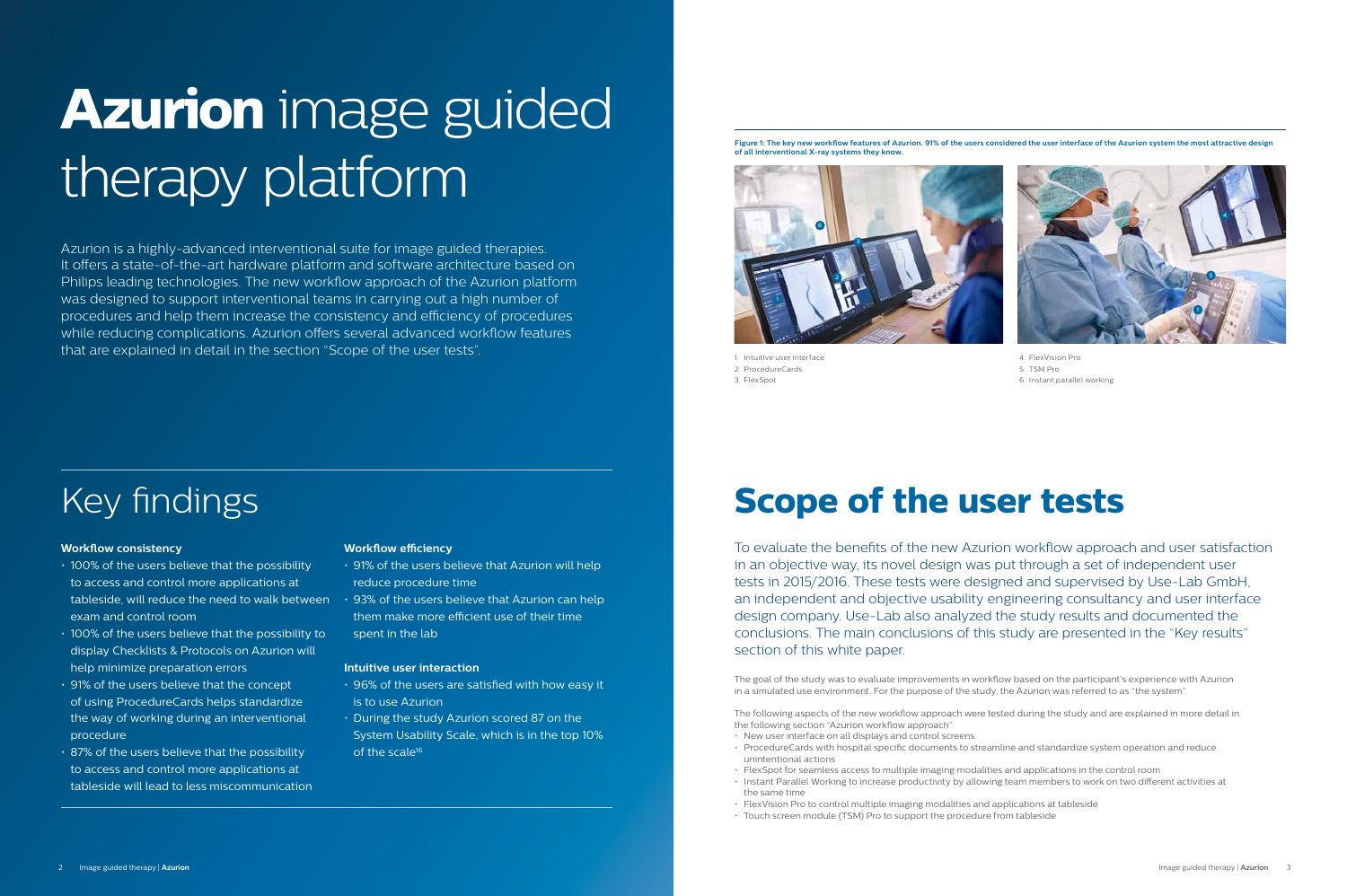# **Azurion** image guided therapy platform

Azurion is a highly-advanced interventional suite for image guided therapies. It offers a state-of-the-art hardware platform and software architecture based on Philips leading technologies. The new workflow approach of the Azurion platform was designed to support interventional teams in carrying out a high number of procedures and help them increase the consistency and efficiency of procedures while reducing complications. Azurion offers several advanced workflow features that are explained in detail in the section "Scope of the user tests".

## Key findings

**Workflow consistency**

- 100% of the users believe that the possibility to access and control more applications at tableside, will reduce the need to walk between exam and control room
- 100% of the users believe that the possibility to display Checklists & Protocols on Azurion will help minimize preparation errors
- 91% of the users believe that the concept of using ProcedureCards helps standardize the way of working during an interventional procedure
- 87% of the users believe that the possibility to access and control more applications at tableside will lead to less miscommunication

**Workflow efficiency**

- 91% of the users believe that Azurion will help reduce procedure time
- 93% of the users believe that Azurion can help them make more efficient use of their time spent in the lab

**Intuitive user interaction**

- 96% of the users are satisfied with how easy it is to use Azurion
- During the study Azurion scored 87 on the System Usability Scale, which is in the top 10% of the scale[16]

**Figure 1: The key new workflow features of Azurion. 91% of the users considered the user interface of the Azurion system the most attractive design of all interventional X-ray systems they know.**

1. Intuitive user interface
2. ProcedureCards
3. FlexSpot
4. FlexVision Pro
5. TSM Pro
6. Instant parallel working

# Scope of the user tests

To evaluate the benefits of the new Azurion workflow approach and user satisfaction in an objective way, its novel design was put through a set of independent user tests in 2015/2016. These tests were designed and supervised by Use-Lab GmbH, an independent and objective usability engineering consultancy and user interface design company. Use-Lab also analyzed the study results and documented the conclusions. The main conclusions of this study are presented in the "Key results" section of this white paper.

The goal of the study was to evaluate improvements in workflow based on the participant's experience with Azurion in a simulated use environment. For the purpose of the study, the Azurion was referred to as "the system".

The following aspects of the new workflow approach were tested during the study and are explained in more detail in the following section "Azurion workflow approach":

- New user interface on all displays and control screens
- ProcedureCards with hospital specific documents to streamline and standardize system operation and reduce unintentional actions
- FlexSpot for seamless access to multiple imaging modalities and applications in the control room
- Instant Parallel Working to increase productivity by allowing team members to work on two different activities at the same time
- FlexVision Pro to control multiple imaging modalities and applications at tableside
- Touch screen module (TSM) Pro to support the procedure from tableside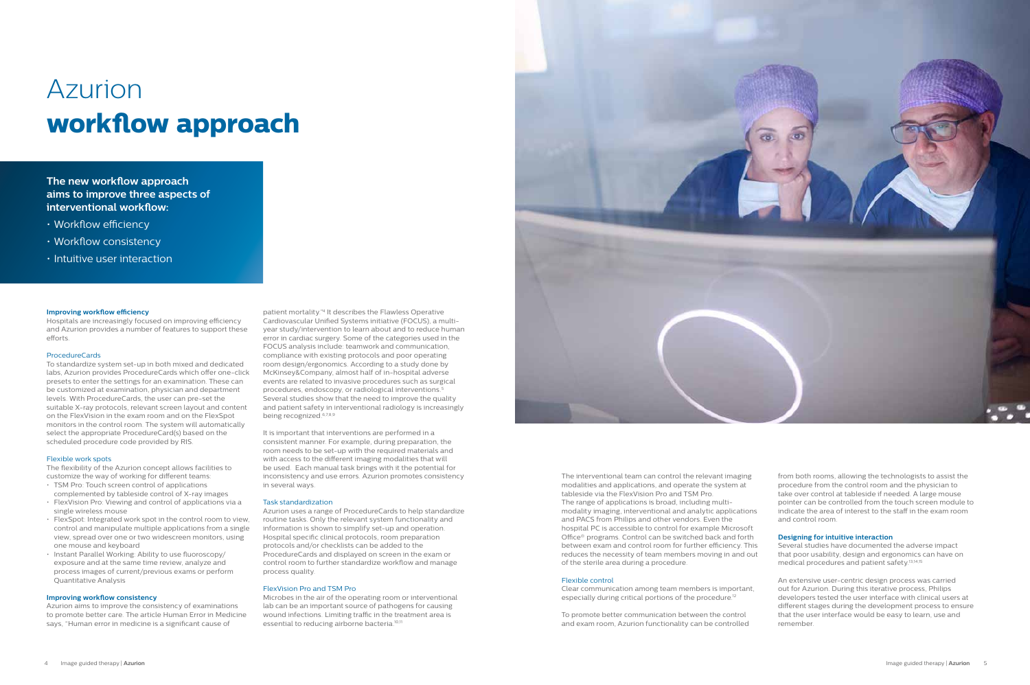# Azurion **workflow approach**

**The new workflow approach aims to improve three aspects of interventional workflow:**

- Workflow efficiency
- Workflow consistency
- Intuitive user interaction

**Improving workflow efficiency**

Hospitals are increasingly focused on improving efficiency and Azurion provides a number of features to support these efforts.

### ProcedureCards

To standardize system set-up in both mixed and dedicated labs, Azurion provides ProcedureCards which offer one-click presets to enter the settings for an examination. These can be customized at examination, physician and department levels. With ProcedureCards, the user can pre-set the suitable X-ray protocols, relevant screen layout and content on the FlexVision in the exam room and on the FlexSpot monitors in the control room. The system will automatically select the appropriate ProcedureCard(s) based on the scheduled procedure code provided by RIS.

### Flexible work spots

The flexibility of the Azurion concept allows facilities to customize the way of working for different teams:

- TSM Pro: Touch screen control of applications complemented by tableside control of X-ray images
- FlexVision Pro: Viewing and control of applications via a single wireless mouse
- FlexSpot: Integrated work spot in the control room to view, control and manipulate multiple applications from a single view, spread over one or two widescreen monitors, using one mouse and keyboard
- Instant Parallel Working: Ability to use fluoroscopy/ exposure and at the same time review, analyze and process images of current/previous exams or perform Quantitative Analysis

**Improving workflow consistency**

Azurion aims to improve the consistency of examinations to promote better care. The article Human Error in Medicine says, "Human error in medicine is a significant cause of patient mortality."[4] It describes the Flawless Operative Cardiovascular Unified Systems initiative (FOCUS), a multi-year study/intervention to learn about and to reduce human error in cardiac surgery. Some of the categories used in the FOCUS analysis include: teamwork and communication, compliance with existing protocols and poor operating room design/ergonomics. According to a study done by McKinsey&Company, almost half of in-hospital adverse events are related to invasive procedures such as surgical procedures, endoscopy, or radiological interventions.[5] Several studies show that the need to improve the quality and patient safety in interventional radiology is increasingly being recognized.[6,7,8,9]

It is important that interventions are performed in a consistent manner. For example, during preparation, the room needs to be set-up with the required materials and with access to the different imaging modalities that will be used. Each manual task brings with it the potential for inconsistency and use errors. Azurion promotes consistency in several ways.

### Task standardization

Azurion uses a range of ProcedureCards to help standardize routine tasks. Only the relevant system functionality and information is shown to simplify set-up and operation. Hospital specific clinical protocols, room preparation protocols and/or checklists can be added to the ProcedureCards and displayed on screen in the exam or control room to further standardize workflow and manage process quality.

### FlexVision Pro and TSM Pro

Microbes in the air of the operating room or interventional lab can be an important source of pathogens for causing wound infections. Limiting traffic in the treatment area is essential to reducing airborne bacteria.[10,11]

The interventional team can control the relevant imaging modalities and applications, and operate the system at tableside via the FlexVision Pro and TSM Pro. The range of applications is broad, including multi-modality imaging, interventional and analytic applications and PACS from Philips and other vendors. Even the hospital PC is accessible to control for example Microsoft Office® programs. Control can be switched back and forth between exam and control room for further efficiency. This reduces the necessity of team members moving in and out of the sterile area during a procedure.

### Flexible control

Clear communication among team members is important, especially during critical portions of the procedure.[12]

To promote better communication between the control and exam room, Azurion functionality can be controlled from both rooms, allowing the technologists to assist the procedure from the control room and the physician to take over control at tableside if needed. A large mouse pointer can be controlled from the touch screen module to indicate the area of interest to the staff in the exam room and control room.

**Designing for intuitive interaction**

Several studies have documented the adverse impact that poor usability, design and ergonomics can have on medical procedures and patient safety.[13,14,15]

An extensive user-centric design process was carried out for Azurion. During this iterative process, Philips developers tested the user interface with clinical users at different stages during the development process to ensure that the user interface would be easy to learn, use and remember.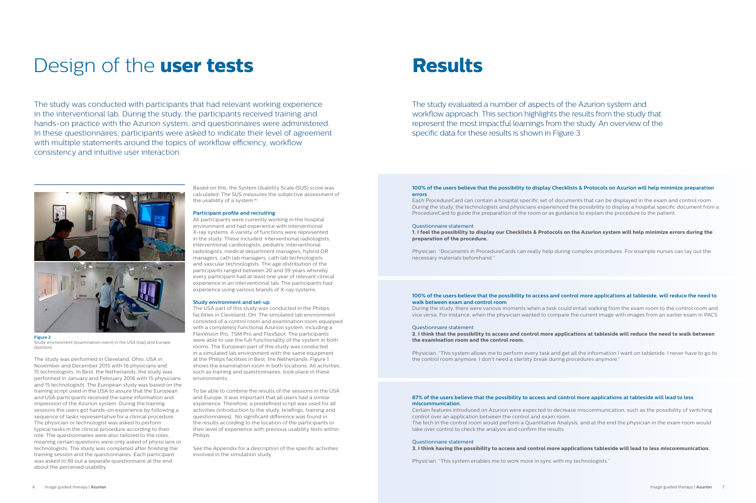# Design of the **user tests**

The study was conducted with participants that had relevant working experience in the interventional lab. During the study, the participants received training and hands-on practice with the Azurion system, and questionnaires were administered. In these questionnaires, participants were asked to indicate their level of agreement with multiple statements around the topics of workflow efficiency, workflow consistency and intuitive user interaction.

**Figure 2**
Study environment (examination room) in the USA (top) and Europe (bottom)

The study was performed in Cleveland, Ohio, USA in November and December 2015 with 16 physicians and 15 technologists. In Best, the Netherlands, the study was performed in January and February 2016 with 15 physicians and 15 technologists. The European study was based on the training script used in the USA to assure that the European and USA participants received the same information and impression of the Azurion system. During the training sessions the users got hands-on experience by following a sequence of tasks representative for a clinical procedure. The physician or technologist was asked to perform typical tasks in the clinical procedure according to their role. The questionnaires were also tailored to the roles, meaning certain questions were only asked of physicians or technologists. The study was completed after finishing the training session and the questionnaires. Each participant was asked to fill out a separate questionnaire at the end about the perceived usability.

Based on this, the System Usability Scale (SUS) score was calculated. The SUS measures the subjective assessment of the usability of a system.[16]

### Participant profile and recruiting

All participants were currently working in the hospital environment and had experience with interventional X-ray systems. A variety of functions were represented in the study. These included: interventional radiologists, interventional cardiologists, pediatric interventional radiologists, medical department managers, hybrid OR managers, cath lab managers, cath lab technologists and vascular technologists. The age distribution of the participants ranged between 20 and 59 years whereby every participant had at least one year of relevant clinical experience in an interventional lab. The participants had experience using various brands of X-ray systems.

### Study environment and set-up

The USA part of this study was conducted in the Philips facilities in Cleveland, OH. The simulated lab environment consisted of a control room and examination room equipped with a completely functional Azurion system, including a FlexVision Pro, TSM Pro and FlexSpot. The participants were able to use the full functionality of the system in both rooms. The European part of this study was conducted in a simulated lab environment with the same equipment at the Philips facilities in Best, the Netherlands. Figure 1 shows the examination room in both locations. All activities, such as training and questionnaires, took place in these environments.

To be able to combine the results of the sessions in the USA and Europe, it was important that all users had a similar experience. Therefore, a predefined script was used for all activities (introduction to the study, briefings, training and questionnaires). No significant difference was found in the results according to the location of the participants or their level of experience with previous usability tests within Philips.

See the Appendix for a description of the specific activities involved in the simulation study.

# **Results**

The study evaluated a number of aspects of the Azurion system and workflow approach. This section highlights the results from the study that represent the most impactful learnings from the study. An overview of the specific data for these results is shown in Figure 3.

### 100% of the users believe that the possibility to display Checklists & Protocols on Azurion will help minimize preparation errors

Each ProcedureCard can contain a hospital specific set of documents that can be displayed in the exam and control room. During the study, the technologists and physicians experienced the possibility to display a hospital specific document from a ProcedureCard to guide the preparation of the room or as guidance to explain the procedure to the patient.

Questionnaire statement

**1. I feel the possibility to display our Checklists & Protocols on the Azurion system will help minimize errors during the preparation of the procedure.**

Physician: "Documents in ProcedureCards can really help during complex procedures. For example nurses can lay out the necessary materials beforehand."

### 100% of the users believe that the possibility to access and control more applications at tableside, will reduce the need to walk between exam and control room

During the study, there were various moments when a task could entail walking from the exam room to the control room and vice versa. For instance, when the physician wanted to compare the current image with images from an earlier exam in PACS.

Questionnaire statement

**2. I think that the possibility to access and control more applications at tableside will reduce the need to walk between the examination room and the control room.**

Physician: "This system allows me to perform every task and get all the information I want on tableside. I never have to go to the control room anymore. I don't need a sterility break during procedures anymore."

### 87% of the users believe that the possibility to access and control more applications at tableside will lead to less miscommunication.

Certain features introduced on Azurion were expected to decrease miscommunication, such as the possibility of switching control over an application between the control and exam room.
The tech in the control room would perform a Quantitative Analysis, and at the end the physician in the exam room would take over control to check the analysis and confirm the results.

Questionnaire statement

**3. I think having the possibility to access and control more applications tableside will lead to less miscommunication.**

Physician: "This system enables me to work more in sync with my technologists."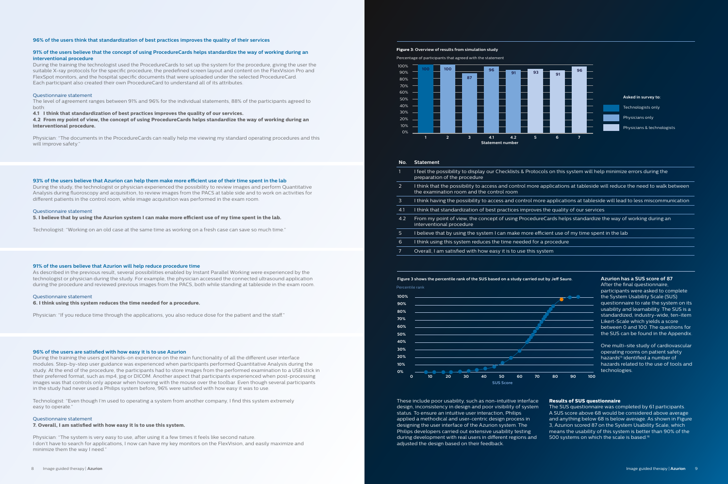### 96% of the users think that standardization of best practices improves the quality of their services

### 91% of the users believe that the concept of using ProcedureCards helps standardize the way of working during an interventional procedure

During the training the technologist used the ProcedureCards to set up the system for the procedure, giving the user the suitable X-ray protocols for the specific procedure, the predefined screen layout and content on the FlexVision Pro and FlexSpot monitors, and the hospital specific documents that were uploaded under the selected ProcedureCard. Each participant also created their own ProcedureCard to understand all of its attributes.

Questionnaire statement

The level of agreement ranges between 91% and 96% for the individual statements, 88% of the participants agreed to both:

**4.1 I think that standardization of best practices improves the quality of our services.**

**4.2 From my point of view, the concept of using ProcedureCards helps standardize the way of working during an interventional procedure.**

Physician: "The documents in the ProcedureCards can really help me viewing my standard operating procedures and this will improve safety."

### 93% of the users believe that Azurion can help them make more efficient use of their time spent in the lab

During the study, the technologist or physician experienced the possibility to review images and perform Quantitative Analysis during fluoroscopy and acquisition, to review images from the PACS at table side and to work on activities for different patients in the control room, while image acquisition was performed in the exam room.

Questionnaire statement

**5. I believe that by using the Azurion system I can make more efficient use of my time spent in the lab.**

Technologist: "Working on an old case at the same time as working on a fresh case can save so much time."

### 91% of the users believe that Azurion will help reduce procedure time

As described in the previous result, several possibilities enabled by Instant Parallel Working were experienced by the technologist or physician during the study. For example, the physician accessed the connected ultrasound application during the procedure and reviewed previous images from the PACS, both while standing at tableside in the exam room.

Questionnaire statement

**6. I think using this system reduces the time needed for a procedure.**

Physician: "If you reduce time through the applications, you also reduce dose for the patient and the staff."

### 96% of the users are satisfied with how easy it is to use Azurion

During the training the users got hands-on experience on the main functionality of all the different user interface modules. Step-by-step user guidance was experienced when participants performed Quantitative Analysis during the study. At the end of the procedure, the participants had to store images from the performed examination to a USB stick in their preferred format, such as mp4, jpg or DICOM. Another aspect that participants experienced when post-processing images was that controls only appear when hovering with the mouse over the toolbar. Even though several participants in the study had never used a Philips system before, 96% were satisfied with how easy it was to use.

Technologist: "Even though I'm used to operating a system from another company, I find this system extremely easy to operate."

Questionnaire statement

**7. Overall, I am satisfied with how easy it is to use this system.**

Physician: "The system is very easy to use, after using it a few times it feels like second nature. I don't have to search for applications, I now can have my key monitors on the FlexVision, and easily maximize and minimize them the way I need."

**Figure 3: Overview of results from simulation study**

Percentage of participants that agreed with the statement

| Statement number | 1 | 2 | 3 | 4.1 | 4.2 | 5 | 6 | 7 |
|---|---|---|---|---|---|---|---|---|
| % agreed | 100 | 100 | 87 | 96 | 91 | 93 | 91 | 96 |
| Asked in survey to | Technologists only | Physicians only | Physicians only | Physicians only | Physicians only | Physicians & technologists | Physicians & technologists | Physicians & technologists |

| No. | Statement |
|---|---|
| 1 | I feel the possibility to display our Checklists & Protocols on this system will help minimize errors during the preparation of the procedure |
| 2 | I think that the possibility to access and control more applications at tableside will reduce the need to walk between the examination room and the control room |
| 3 | I think having the possibility to access and control more applications at tableside will lead to less miscommunication |
| 4.1 | I think that standardization of best practices improves the quality of our services |
| 4.2 | From my point of view, the concept of using ProcedureCards helps standardize the way of working during an interventional procedure |
| 5 | I believe that by using the system I can make more efficient use of my time spent in the lab |
| 6 | I think using this system reduces the time needed for a procedure |
| 7 | Overall, I am satisfied with how easy it is to use this system |

**Figure 3 shows the percentile rank of the SUS based on a study carried out by Jeff Sauro.**

### Azurion has a SUS score of 87

After the final questionnaire, participants were asked to complete the System Usability Scale (SUS) questionnaire to rate the system on its usability and learnability. The SUS is a standardized, industry-wide, ten-item Likert-Scale which yields a score between 0 and 100. The questions for the SUS can be found in the Appendix.

One multi-site study of cardiovascular operating rooms on patient safety hazards[13] identified a number of hazards related to the use of tools and technologies. These include poor usability, such as non-intuitive interface design, inconsistency in design and poor visibility of system status. To ensure an intuitive user interaction, Philips applied a methodical and user-centric design process in designing the user interface of the Azurion system. The Philips developers carried out extensive usability testing during development with real users in different regions and adjusted the design based on their feedback.

**Results of SUS questionnaire**

The SUS questionnaire was completed by 61 participants. A SUS score above 68 would be considered above average and anything below 68 is below average. As shown in Figure 3, Azurion scored 87 on the System Usability Scale, which means the usability of this system is better than 90% of the 500 systems on which the scale is based.[16]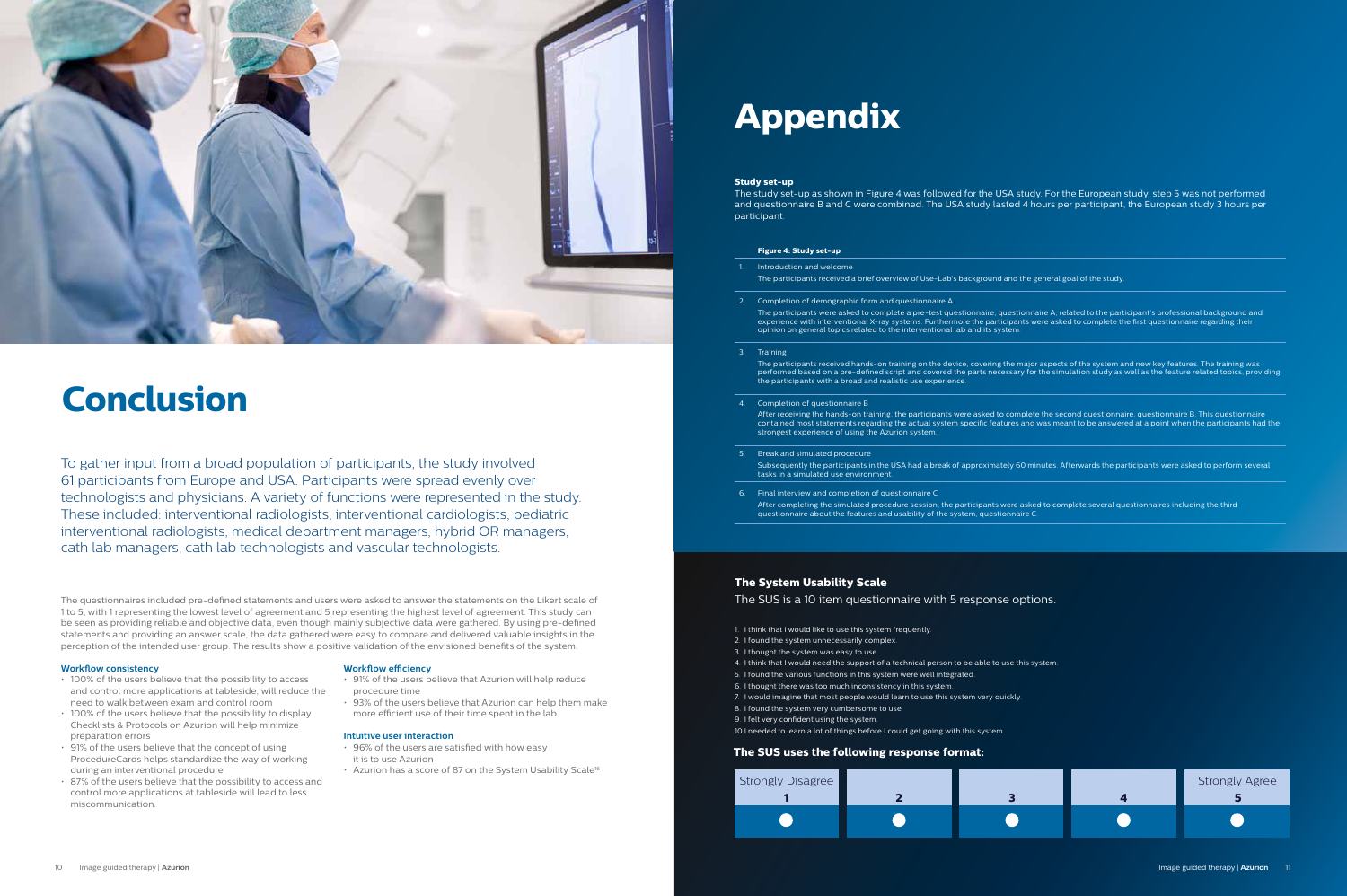# Conclusion

To gather input from a broad population of participants, the study involved 61 participants from Europe and USA. Participants were spread evenly over technologists and physicians. A variety of functions were represented in the study. These included: interventional radiologists, interventional cardiologists, pediatric interventional radiologists, medical department managers, hybrid OR managers, cath lab managers, cath lab technologists and vascular technologists.

The questionnaires included pre-defined statements and users were asked to answer the statements on the Likert scale of 1 to 5, with 1 representing the lowest level of agreement and 5 representing the highest level of agreement. This study can be seen as providing reliable and objective data, even though mainly subjective data were gathered. By using pre-defined statements and providing an answer scale, the data gathered were easy to compare and delivered valuable insights in the perception of the intended user group. The results show a positive validation of the envisioned benefits of the system.

### Workflow consistency

- 100% of the users believe that the possibility to access and control more applications at tableside, will reduce the need to walk between exam and control room
- 100% of the users believe that the possibility to display Checklists & Protocols on Azurion will help minimize preparation errors
- 91% of the users believe that the concept of using ProcedureCards helps standardize the way of working during an interventional procedure
- 87% of the users believe that the possibility to access and control more applications at tableside will lead to less miscommunication.

### Workflow efficiency

- 91% of the users believe that Azurion will help reduce procedure time
- 93% of the users believe that Azurion can help them make more efficient use of their time spent in the lab

### Intuitive user interaction

- 96% of the users are satisfied with how easy it is to use Azurion
- Azurion has a score of 87 on the System Usability Scale[16]

# Appendix

### Study set-up

The study set-up as shown in Figure 4 was followed for the USA study. For the European study, step 5 was not performed and questionnaire B and C were combined. The USA study lasted 4 hours per participant, the European study 3 hours per participant.

**Figure 4: Study set-up**

1. Introduction and welcome
   The participants received a brief overview of Use-Lab's background and the general goal of the study.
2. Completion of demographic form and questionnaire A
   The participants were asked to complete a pre-test questionnaire, questionnaire A, related to the participant's professional background and experience with interventional X-ray systems. Furthermore the participants were asked to complete the first questionnaire regarding their opinion on general topics related to the interventional lab and its system.
3. Training
   The participants received hands-on training on the device, covering the major aspects of the system and new key features. The training was performed based on a pre-defined script and covered the parts necessary for the simulation study as well as the feature related topics, providing the participants with a broad and realistic use experience.
4. Completion of questionnaire B
   After receiving the hands-on training, the participants were asked to complete the second questionnaire, questionnaire B. This questionnaire contained most statements regarding the actual system specific features and was meant to be answered at a point when the participants had the strongest experience of using the Azurion system.
5. Break and simulated procedure
   Subsequently the participants in the USA had a break of approximately 60 minutes. Afterwards the participants were asked to perform several tasks in a simulated use environment.
6. Final interview and completion of questionnaire C
   After completing the simulated procedure session, the participants were asked to complete several questionnaires including the third questionnaire about the features and usability of the system, questionnaire C.

### The System Usability Scale

The SUS is a 10 item questionnaire with 5 response options.

1. I think that I would like to use this system frequently.
2. I found the system unnecessarily complex.
3. I thought the system was easy to use.
4. I think that I would need the support of a technical person to be able to use this system.
5. I found the various functions in this system were well integrated.
6. I thought there was too much inconsistency in this system.
7. I would imagine that most people would learn to use this system very quickly.
8. I found the system very cumbersome to use.
9. I felt very confident using the system.
10. I needed to learn a lot of things before I could get going with this system.

### The SUS uses the following response format:

| Strongly Disagree 1 | 2 | 3 | 4 | Strongly Agree 5 |
|---|---|---|---|---|
| ○ | ○ | ○ | ○ | ○ |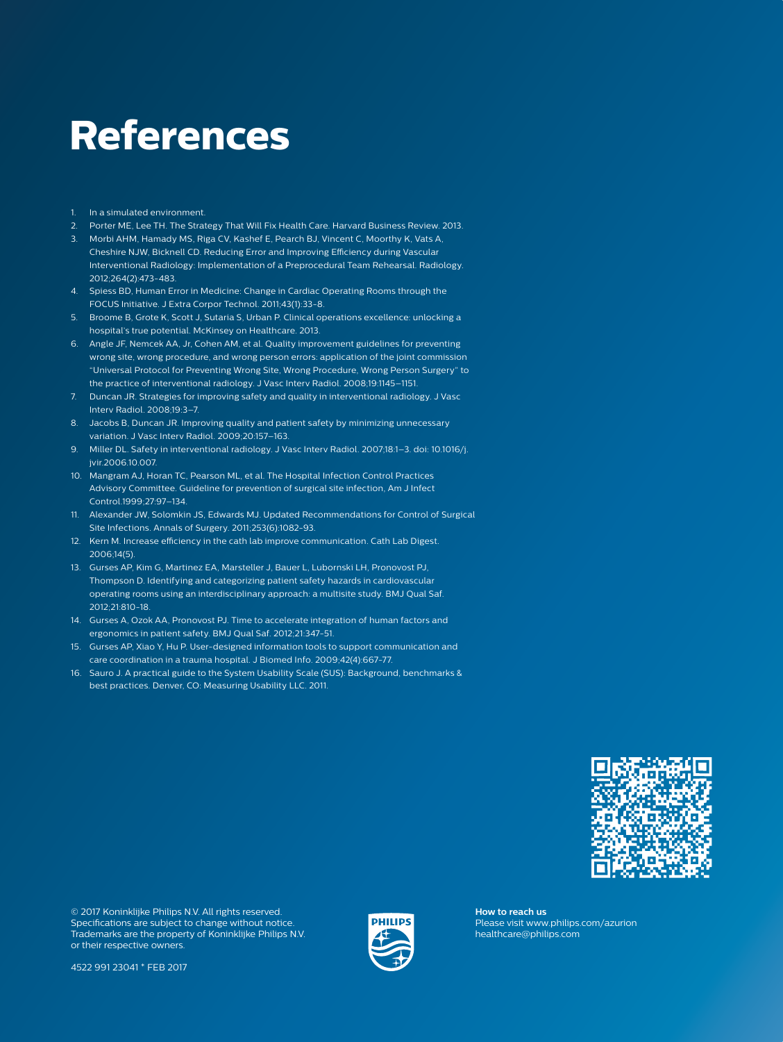# References

1. In a simulated environment.
2. Porter ME, Lee TH. The Strategy That Will Fix Health Care. Harvard Business Review. 2013.
3. Morbi AHM, Hamady MS, Riga CV, Kashef E, Pearch BJ, Vincent C, Moorthy K, Vats A, Cheshire NJW, Bicknell CD. Reducing Error and Improving Efficiency during Vascular Interventional Radiology: Implementation of a Preprocedural Team Rehearsal. Radiology. 2012;264(2):473-483.
4. Spiess BD, Human Error in Medicine: Change in Cardiac Operating Rooms through the FOCUS Initiative. J Extra Corpor Technol. 2011;43(1):33-8.
5. Broome B, Grote K, Scott J, Sutaria S, Urban P. Clinical operations excellence: unlocking a hospital's true potential. McKinsey on Healthcare. 2013.
6. Angle JF, Nemcek AA, Jr, Cohen AM, et al. Quality improvement guidelines for preventing wrong site, wrong procedure, and wrong person errors: application of the joint commission "Universal Protocol for Preventing Wrong Site, Wrong Procedure, Wrong Person Surgery" to the practice of interventional radiology. J Vasc Interv Radiol. 2008;19:1145–1151.
7. Duncan JR. Strategies for improving safety and quality in interventional radiology. J Vasc Interv Radiol. 2008;19:3–7.
8. Jacobs B, Duncan JR. Improving quality and patient safety by minimizing unnecessary variation. J Vasc Interv Radiol. 2009;20:157–163.
9. Miller DL. Safety in interventional radiology. J Vasc Interv Radiol. 2007;18:1–3. doi: 10.1016/j.jvir.2006.10.007.
10. Mangram AJ, Horan TC, Pearson ML, et al. The Hospital Infection Control Practices Advisory Committee. Guideline for prevention of surgical site infection, Am J Infect Control.1999;27:97–134.
11. Alexander JW, Solomkin JS, Edwards MJ. Updated Recommendations for Control of Surgical Site Infections. Annals of Surgery. 2011;253(6):1082-93.
12. Kern M. Increase efficiency in the cath lab improve communication. Cath Lab Digest. 2006;14(5).
13. Gurses AP, Kim G, Martinez EA, Marsteller J, Bauer L, Lubornski LH, Pronovost PJ, Thompson D. Identifying and categorizing patient safety hazards in cardiovascular operating rooms using an interdisciplinary approach: a multisite study. BMJ Qual Saf. 2012;21:810-18.
14. Gurses A, Ozok AA, Pronovost PJ. Time to accelerate integration of human factors and ergonomics in patient safety. BMJ Qual Saf. 2012;21:347-51.
15. Gurses AP, Xiao Y, Hu P. User-designed information tools to support communication and care coordination in a trauma hospital. J Biomed Info. 2009;42(4):667-77.
16. Sauro J. A practical guide to the System Usability Scale (SUS): Background, benchmarks & best practices. Denver, CO: Measuring Usability LLC. 2011.

© 2017 Koninklijke Philips N.V. All rights reserved.
Specifications are subject to change without notice.
Trademarks are the property of Koninklijke Philips N.V. or their respective owners.

4522 991 23041 * FEB 2017

**How to reach us**
Please visit www.philips.com/azurion
healthcare@philips.com